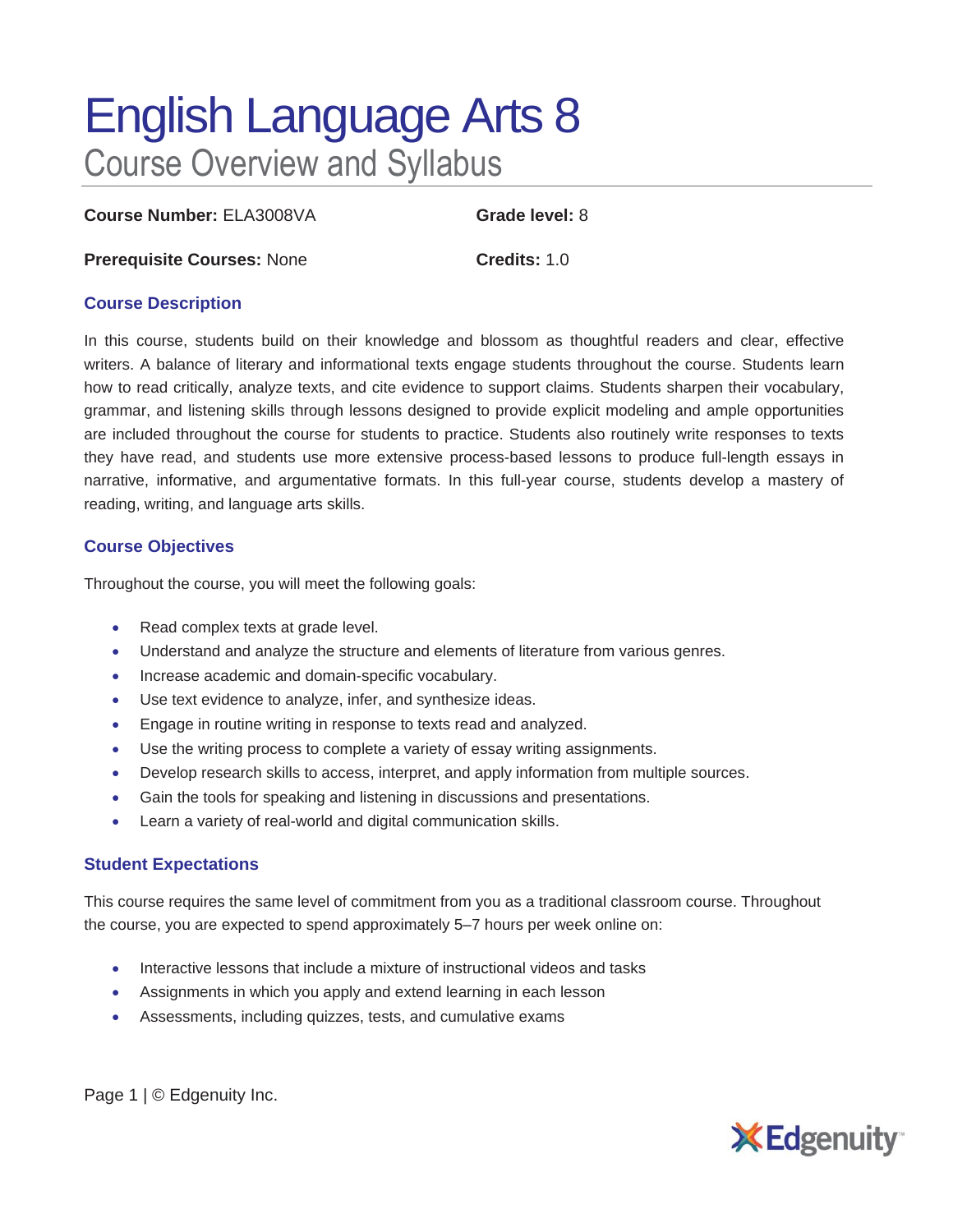# English Language Arts 8

## Course Overview and Syllabus

**Course Number:** ELA3008VA

**Grade level:** 8

**Prerequisite Courses:** None

**Credits:** 1.0

### Course Description

In this course, students build on their knowledge and blossom as thoughtful readers and clear, effective writers. A balance of literary and informational texts engage students throughout the course. Students learn how to read critically, analyze texts, and cite evidence to support claims. Students sharpen their vocabulary, grammar, and listening skills through lessons designed to provide explicit modeling and ample opportunities are included throughout the course for students to practice. Students also routinely write responses to texts they have read, and students use more extensive process-based lessons to produce full-length essays in narrative, informative, and argumentative formats. In this full-year course, students develop a mastery of reading, writing, and language arts skills.

### Course Objectives

Throughout the course, you will meet the following goals:

- Read complex texts at grade level.
- Understand and analyze the structure and elements of literature from various genres.
- Increase academic and domain-specific vocabulary.
- Use text evidence to analyze, infer, and synthesize ideas.
- Engage in routine writing in response to texts read and analyzed.
- Use the writing process to complete a variety of essay writing assignments.
- Develop research skills to access, interpret, and apply information from multiple sources.
- Gain the tools for speaking and listening in discussions and presentations.
- Learn a variety of real-world and digital communication skills.

### Student Expectations

This course requires the same level of commitment from you as a traditional classroom course. Throughout the course, you are expected to spend approximately 5–7 hours per week online on:

- Interactive lessons that include a mixture of instructional videos and tasks
- Assignments in which you apply and extend learning in each lesson
- Assessments, including quizzes, tests, and cumulative exams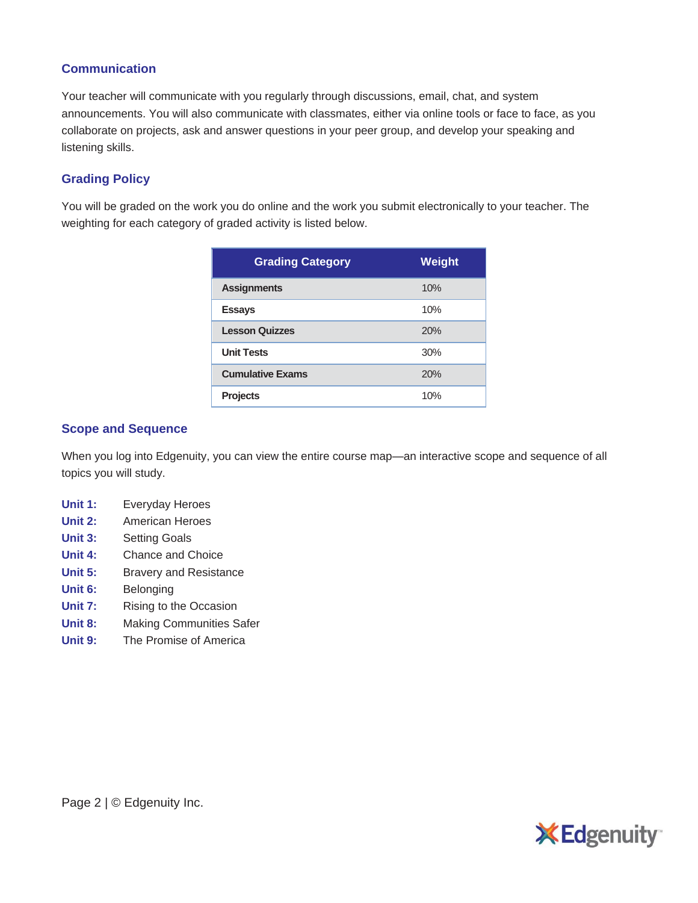## Communication

Your teacher will communicate with you regularly through discussions, email, chat, and system announcements. You will also communicate with classmates, either via online tools or face to face, as you collaborate on projects, ask and answer questions in your peer group, and develop your speaking and listening skills.

## Grading Policy

You will be graded on the work you do online and the work you submit electronically to your teacher. The weighting for each category of graded activity is listed below.

| Grading Category | Weight |
|---|---|
| **Assignments** | 10% |
| **Essays** | 10% |
| **Lesson Quizzes** | 20% |
| **Unit Tests** | 30% |
| **Cumulative Exams** | 20% |
| **Projects** | 10% |

## Scope and Sequence

When you log into Edgenuity, you can view the entire course map—an interactive scope and sequence of all topics you will study.

**Unit 1:** Everyday Heroes
**Unit 2:** American Heroes
**Unit 3:** Setting Goals
**Unit 4:** Chance and Choice
**Unit 5:** Bravery and Resistance
**Unit 6:** Belonging
**Unit 7:** Rising to the Occasion
**Unit 8:** Making Communities Safer
**Unit 9:** The Promise of America